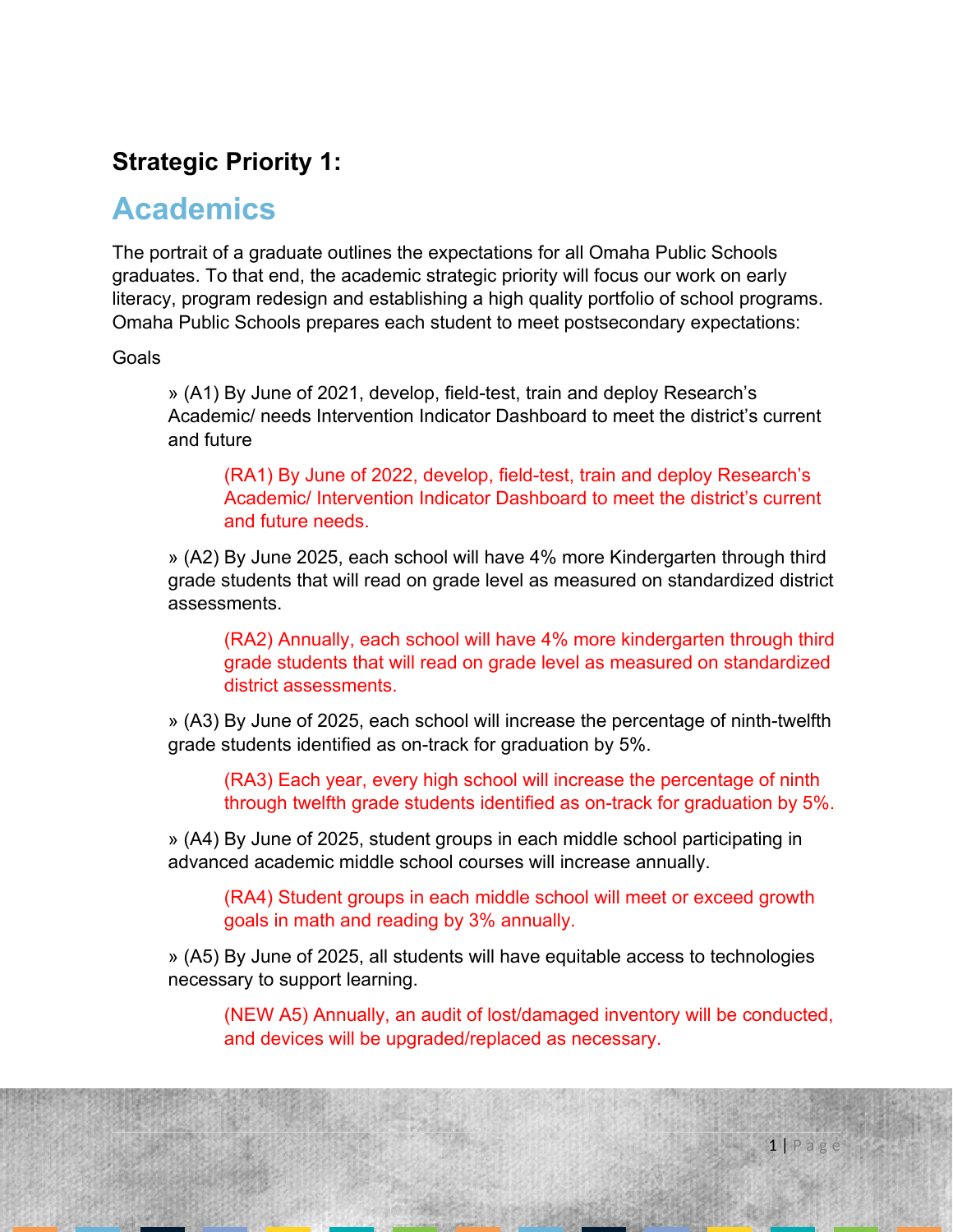## Strategic Priority 1:

# Academics

The portrait of a graduate outlines the expectations for all Omaha Public Schools graduates. To that end, the academic strategic priority will focus our work on early literacy, program redesign and establishing a high quality portfolio of school programs. Omaha Public Schools prepares each student to meet postsecondary expectations:

Goals

» (A1) By June of 2021, develop, field-test, train and deploy Research's Academic/ needs Intervention Indicator Dashboard to meet the district's current and future

> (RA1) By June of 2022, develop, field-test, train and deploy Research's Academic/ Intervention Indicator Dashboard to meet the district's current and future needs.

» (A2) By June 2025, each school will have 4% more Kindergarten through third grade students that will read on grade level as measured on standardized district assessments.

> (RA2) Annually, each school will have 4% more kindergarten through third grade students that will read on grade level as measured on standardized district assessments.

» (A3) By June of 2025, each school will increase the percentage of ninth-twelfth grade students identified as on-track for graduation by 5%.

> (RA3) Each year, every high school will increase the percentage of ninth through twelfth grade students identified as on-track for graduation by 5%.

» (A4) By June of 2025, student groups in each middle school participating in advanced academic middle school courses will increase annually.

> (RA4) Student groups in each middle school will meet or exceed growth goals in math and reading by 3% annually.

» (A5) By June of 2025, all students will have equitable access to technologies necessary to support learning.

> (NEW A5) Annually, an audit of lost/damaged inventory will be conducted, and devices will be upgraded/replaced as necessary.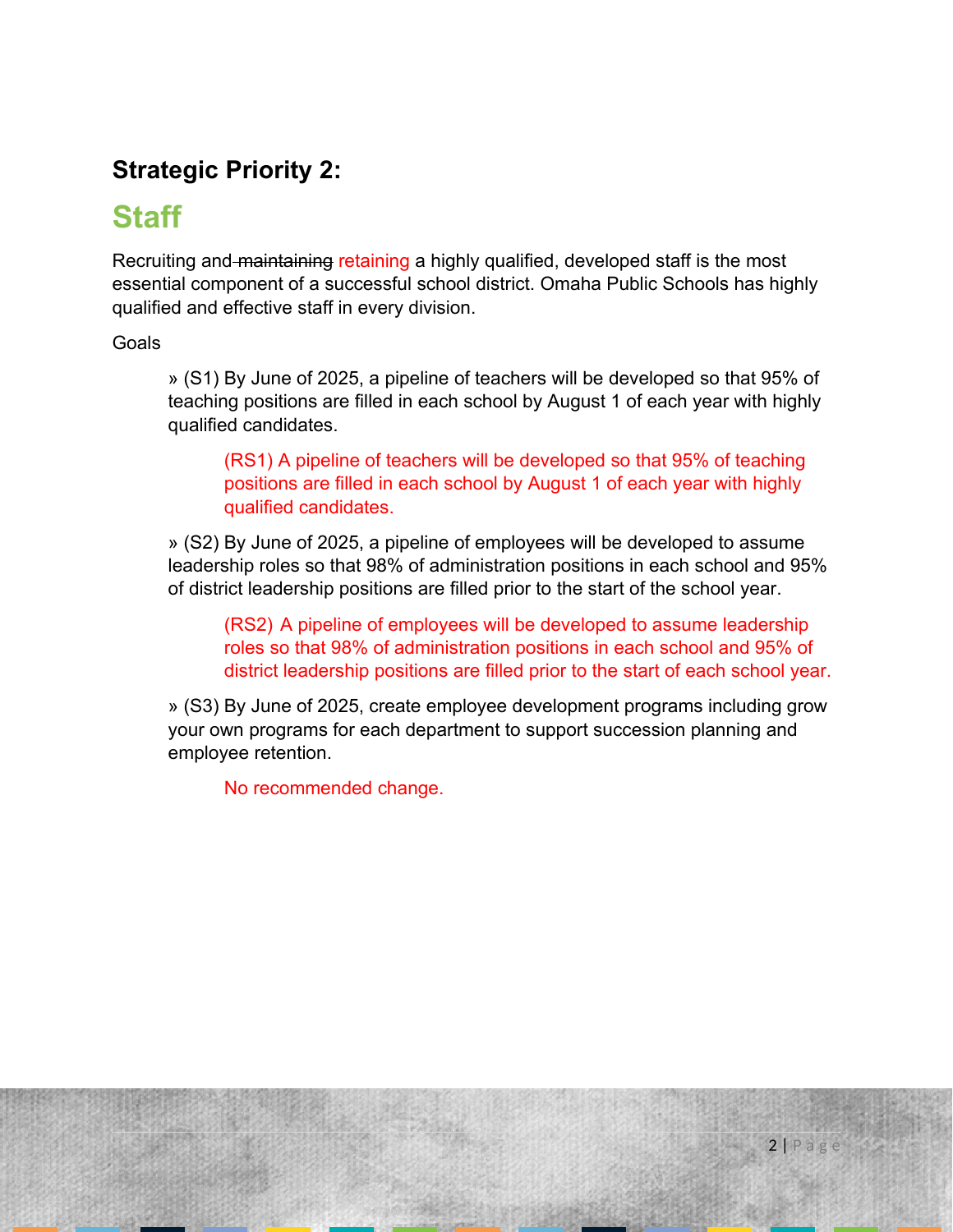## Strategic Priority 2:

# Staff

Recruiting and ~~maintaining~~ retaining a highly qualified, developed staff is the most essential component of a successful school district. Omaha Public Schools has highly qualified and effective staff in every division.

Goals

> » (S1) By June of 2025, a pipeline of teachers will be developed so that 95% of teaching positions are filled in each school by August 1 of each year with highly qualified candidates.
>
> > (RS1) A pipeline of teachers will be developed so that 95% of teaching positions are filled in each school by August 1 of each year with highly qualified candidates.
>
> » (S2) By June of 2025, a pipeline of employees will be developed to assume leadership roles so that 98% of administration positions in each school and 95% of district leadership positions are filled prior to the start of the school year.
>
> > (RS2) A pipeline of employees will be developed to assume leadership roles so that 98% of administration positions in each school and 95% of district leadership positions are filled prior to the start of each school year.
>
> » (S3) By June of 2025, create employee development programs including grow your own programs for each department to support succession planning and employee retention.
>
> > No recommended change.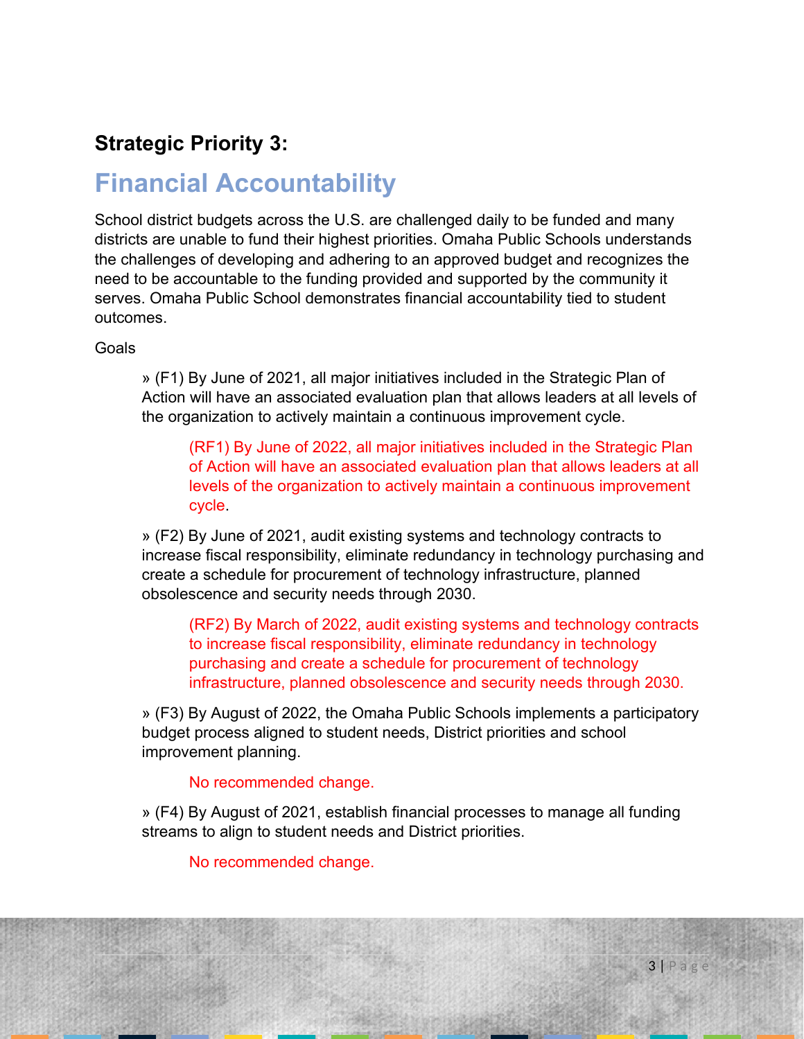**Strategic Priority 3:**

## Financial Accountability

School district budgets across the U.S. are challenged daily to be funded and many districts are unable to fund their highest priorities. Omaha Public Schools understands the challenges of developing and adhering to an approved budget and recognizes the need to be accountable to the funding provided and supported by the community it serves. Omaha Public School demonstrates financial accountability tied to student outcomes.

Goals

» (F1) By June of 2021, all major initiatives included in the Strategic Plan of Action will have an associated evaluation plan that allows leaders at all levels of the organization to actively maintain a continuous improvement cycle.

> (RF1) By June of 2022, all major initiatives included in the Strategic Plan of Action will have an associated evaluation plan that allows leaders at all levels of the organization to actively maintain a continuous improvement cycle.

» (F2) By June of 2021, audit existing systems and technology contracts to increase fiscal responsibility, eliminate redundancy in technology purchasing and create a schedule for procurement of technology infrastructure, planned obsolescence and security needs through 2030.

> (RF2) By March of 2022, audit existing systems and technology contracts to increase fiscal responsibility, eliminate redundancy in technology purchasing and create a schedule for procurement of technology infrastructure, planned obsolescence and security needs through 2030.

» (F3) By August of 2022, the Omaha Public Schools implements a participatory budget process aligned to student needs, District priorities and school improvement planning.

> No recommended change.

» (F4) By August of 2021, establish financial processes to manage all funding streams to align to student needs and District priorities.

> No recommended change.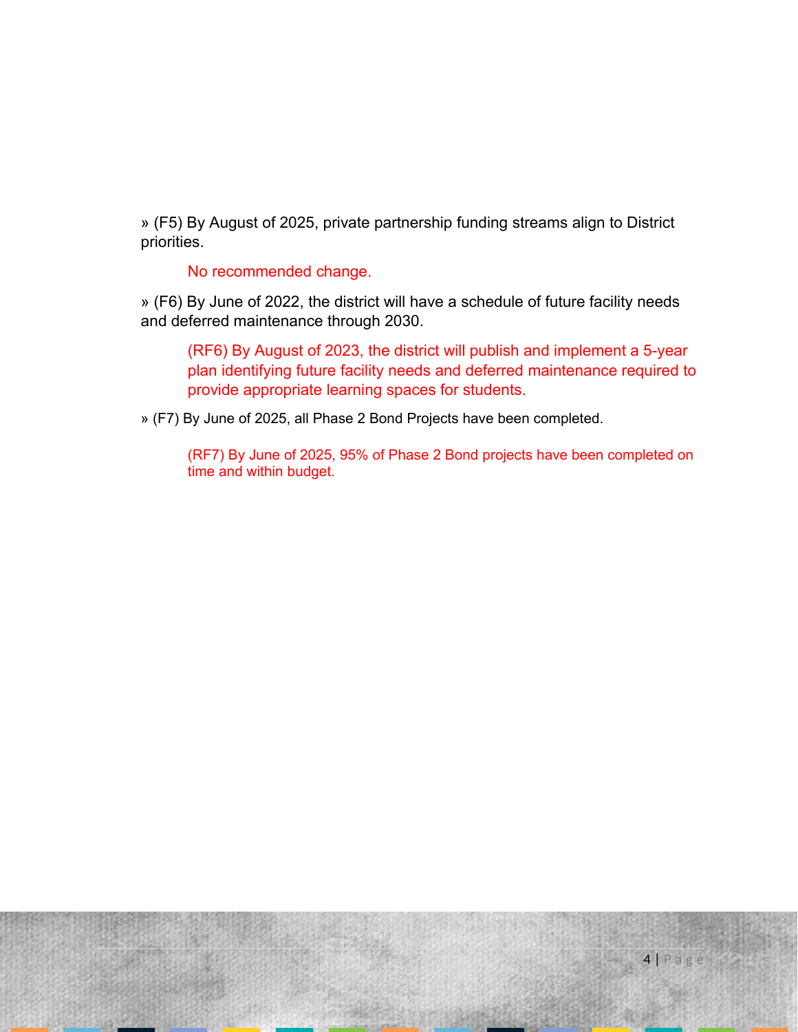» (F5) By August of 2025, private partnership funding streams align to District priorities.

> No recommended change.

» (F6) By June of 2022, the district will have a schedule of future facility needs and deferred maintenance through 2030.

> (RF6) By August of 2023, the district will publish and implement a 5-year plan identifying future facility needs and deferred maintenance required to provide appropriate learning spaces for students.

» (F7) By June of 2025, all Phase 2 Bond Projects have been completed.

> (RF7) By June of 2025, 95% of Phase 2 Bond projects have been completed on time and within budget.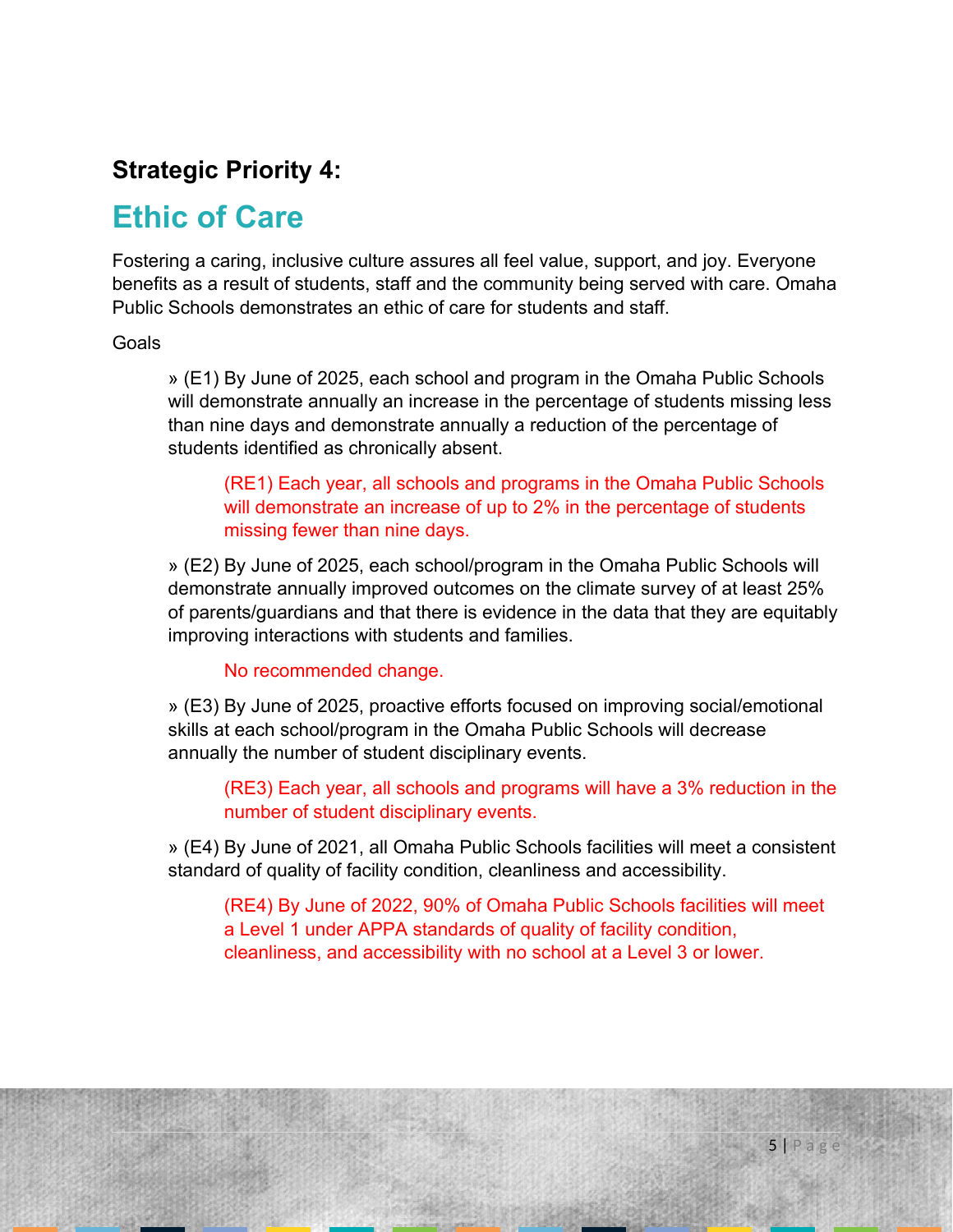**Strategic Priority 4:**

## Ethic of Care

Fostering a caring, inclusive culture assures all feel value, support, and joy. Everyone benefits as a result of students, staff and the community being served with care. Omaha Public Schools demonstrates an ethic of care for students and staff.

Goals

> » (E1) By June of 2025, each school and program in the Omaha Public Schools will demonstrate annually an increase in the percentage of students missing less than nine days and demonstrate annually a reduction of the percentage of students identified as chronically absent.
>
> > (RE1) Each year, all schools and programs in the Omaha Public Schools will demonstrate an increase of up to 2% in the percentage of students missing fewer than nine days.
>
> » (E2) By June of 2025, each school/program in the Omaha Public Schools will demonstrate annually improved outcomes on the climate survey of at least 25% of parents/guardians and that there is evidence in the data that they are equitably improving interactions with students and families.
>
> > No recommended change.
>
> » (E3) By June of 2025, proactive efforts focused on improving social/emotional skills at each school/program in the Omaha Public Schools will decrease annually the number of student disciplinary events.
>
> > (RE3) Each year, all schools and programs will have a 3% reduction in the number of student disciplinary events.
>
> » (E4) By June of 2021, all Omaha Public Schools facilities will meet a consistent standard of quality of facility condition, cleanliness and accessibility.
>
> > (RE4) By June of 2022, 90% of Omaha Public Schools facilities will meet a Level 1 under APPA standards of quality of facility condition, cleanliness, and accessibility with no school at a Level 3 or lower.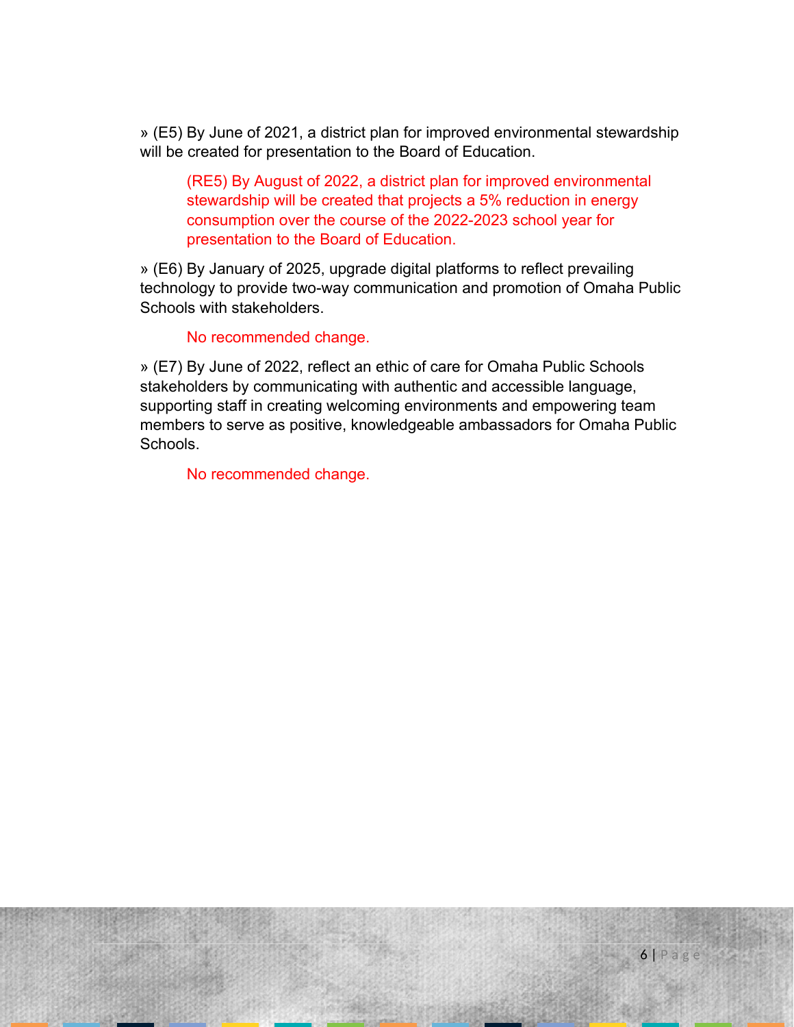» (E5) By June of 2021, a district plan for improved environmental stewardship will be created for presentation to the Board of Education.

> (RE5) By August of 2022, a district plan for improved environmental stewardship will be created that projects a 5% reduction in energy consumption over the course of the 2022-2023 school year for presentation to the Board of Education.

» (E6) By January of 2025, upgrade digital platforms to reflect prevailing technology to provide two-way communication and promotion of Omaha Public Schools with stakeholders.

> No recommended change.

» (E7) By June of 2022, reflect an ethic of care for Omaha Public Schools stakeholders by communicating with authentic and accessible language, supporting staff in creating welcoming environments and empowering team members to serve as positive, knowledgeable ambassadors for Omaha Public Schools.

> No recommended change.